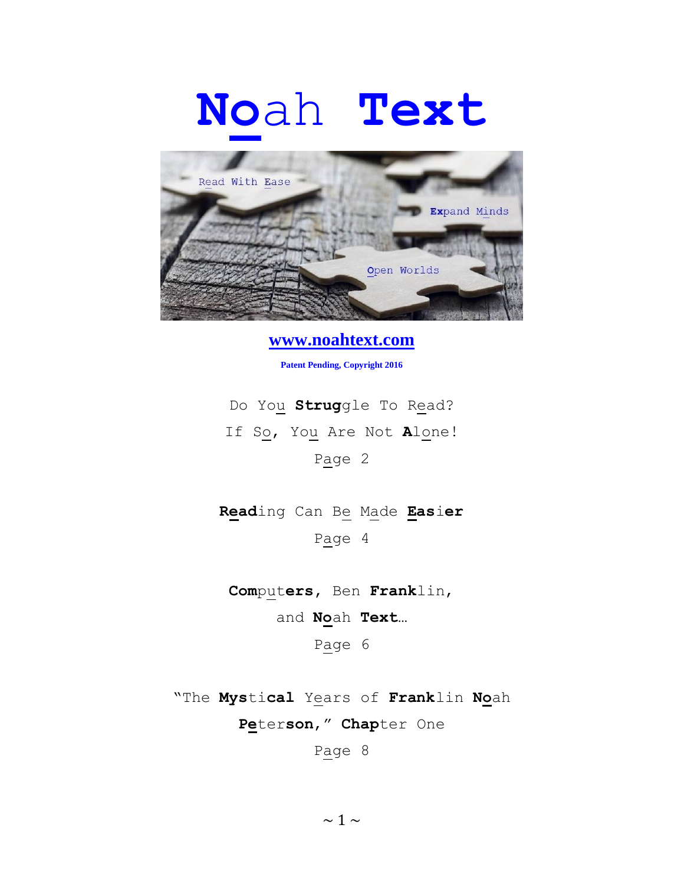# Noah Text

Read With Ease

Expand Minds

Open Worlds

**www.noahtext.com**

**Patent Pending, Copyright 2016**

Do You **Strug**gle To Read?

If So, You Are Not **A**lone!

Page 2

**Read**ing Can Be Made **Eas**ier

Page 4

**Com**put**ers**, Ben **Frank**lin,

and **No**ah **Text**…

Page 6

"The **Mys**ti**cal** Years of **Frank**lin **No**ah

**Pe**ter**son**," **Chap**ter One

Page 8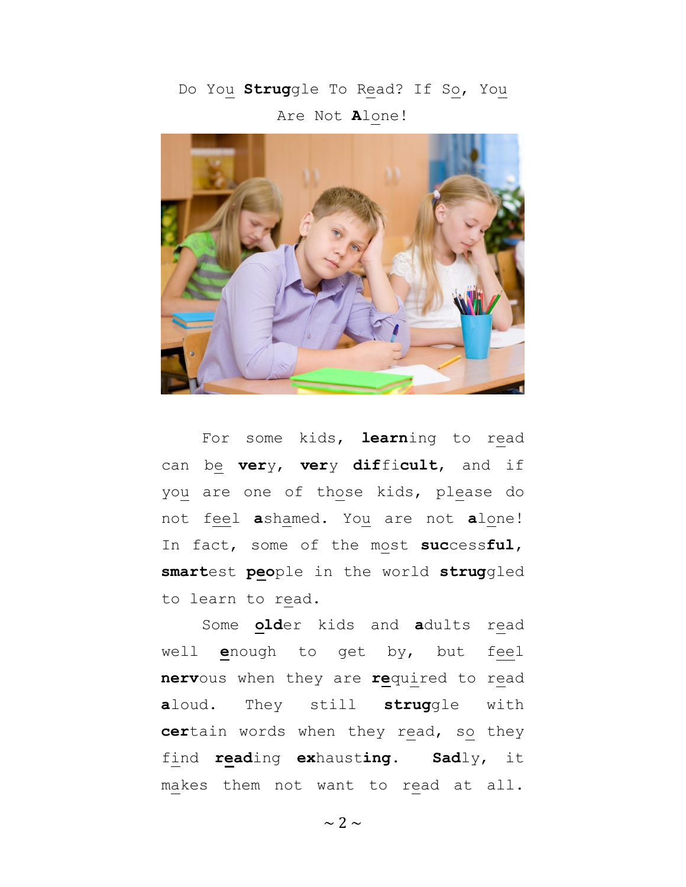Do You **Strug**gle To Read? If So, You Are Not **A**lone!

For some kids, **learn**ing to read can be **ver**y, **ver**y **dif**fi**cult**, and if you are one of those kids, please do not feel **a**shamed. You are not **a**lone! In fact, some of the most **suc**cess**ful**, **smart**est **peo**ple in the world **strug**gled to learn to read.

Some **old**er kids and **a**dults read well **e**nough to get by, but feel **nerv**ous when they are **re**quired to read **a**loud. They still **strug**gle with **cer**tain words when they read, so they find **read**ing **ex**haust**ing**. **Sad**ly, it makes them not want to read at all.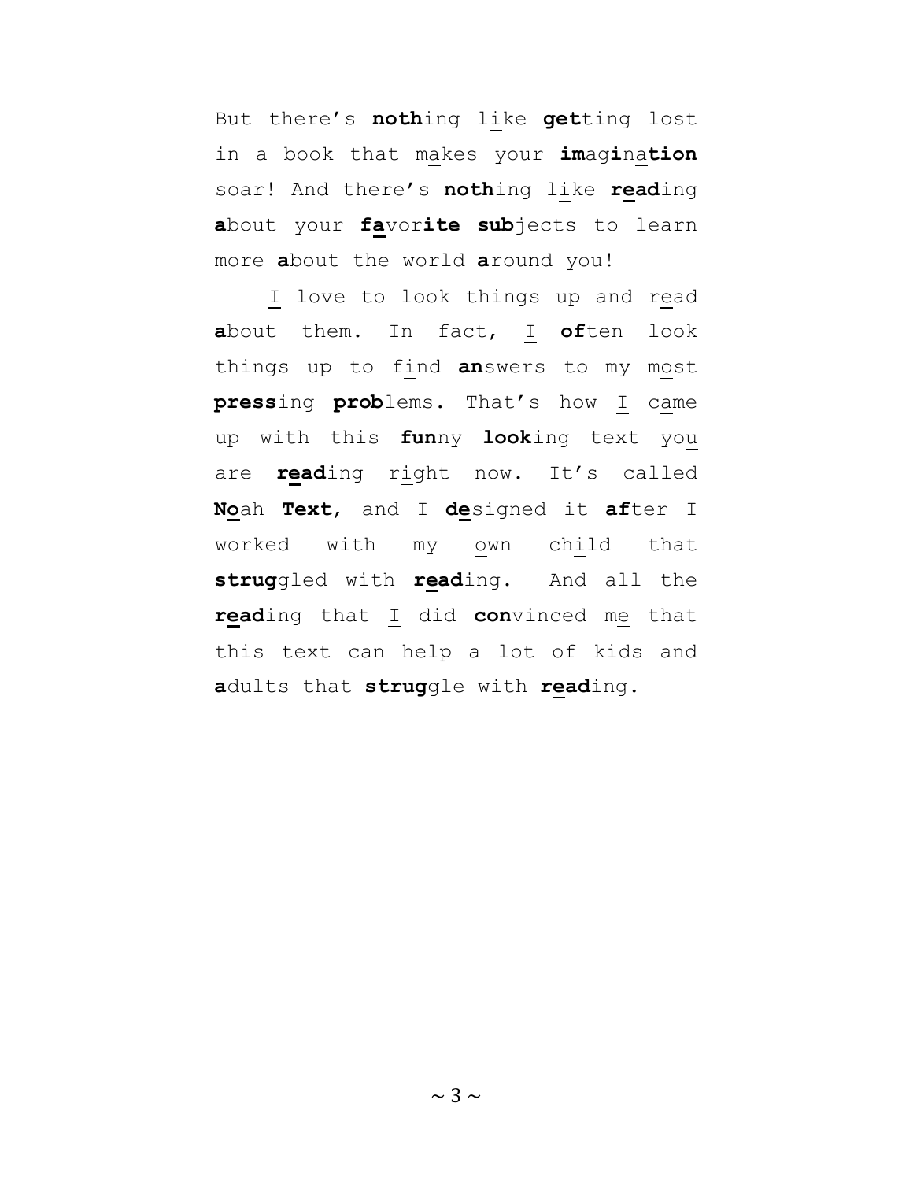But there's **noth**ing like **get**ting lost in a book that makes your **im**ag**i**na**tion** soar! And there's **noth**ing like **read**ing **a**bout your **fa**vor**ite** **sub**jects to learn more **a**bout the world **a**round you!

I love to look things up and read **a**bout them. In fact, I **of**ten look things up to find **an**swers to my most **press**ing **prob**lems. That's how I came up with this **fun**ny **look**ing text you are **read**ing right now. It's called **No**ah **Text**, and I **de**signed it **af**ter I worked with my own child that **strug**gled with **read**ing. And all the **read**ing that I did **con**vinced me that this text can help a lot of kids and **a**dults that **strug**gle with **read**ing.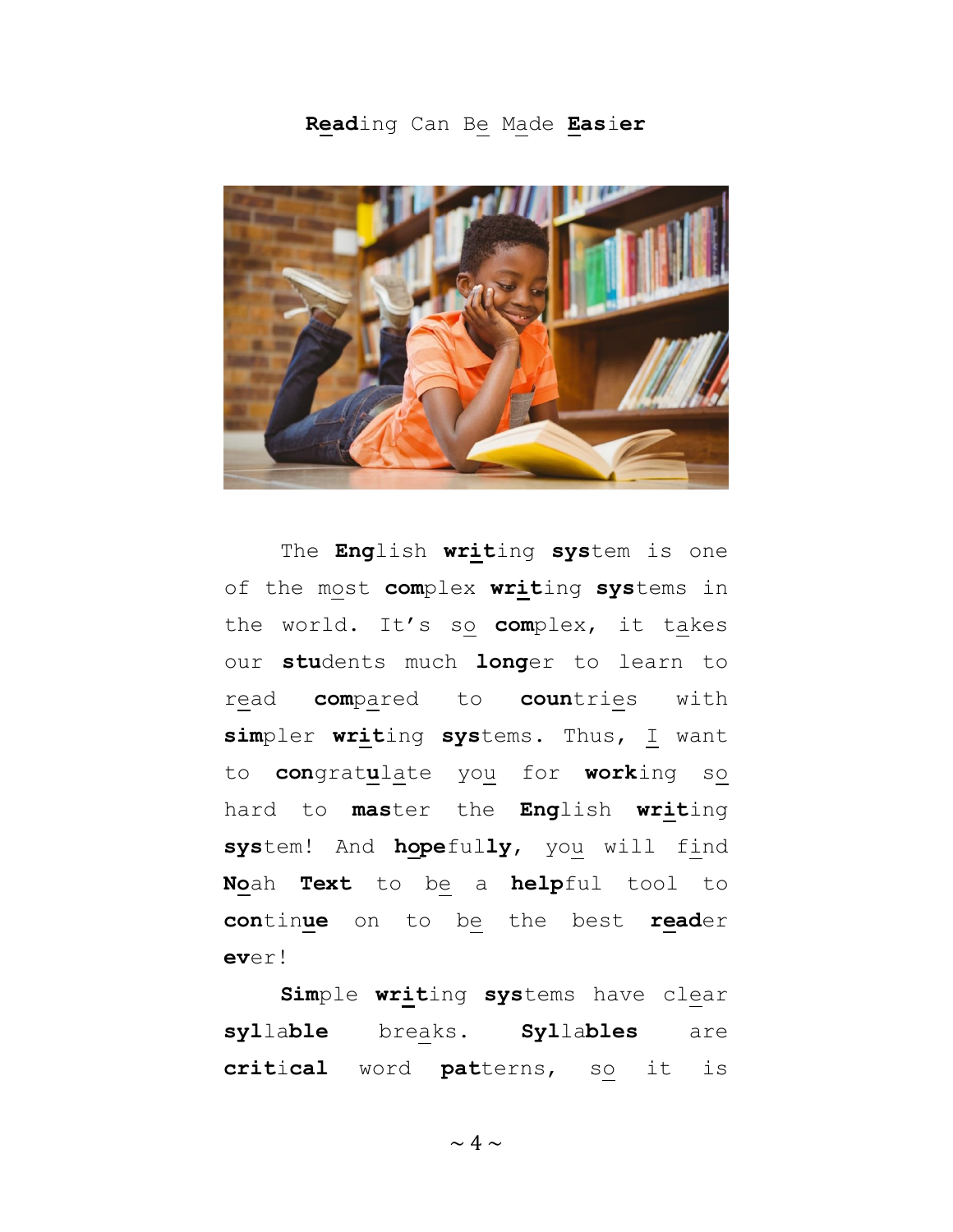# Reading Can Be Made Easier

The English writing system is one of the most complex writing systems in the world. It's so complex, it takes our students much longer to learn to read compared to countries with simpler writing systems. Thus, I want to congratulate you for working so hard to master the English writing system! And hopefully, you will find Noah Text to be a helpful tool to continue on to be the best reader ever!

Simple writing systems have clear syllable breaks. Syllables are critical word patterns, so it is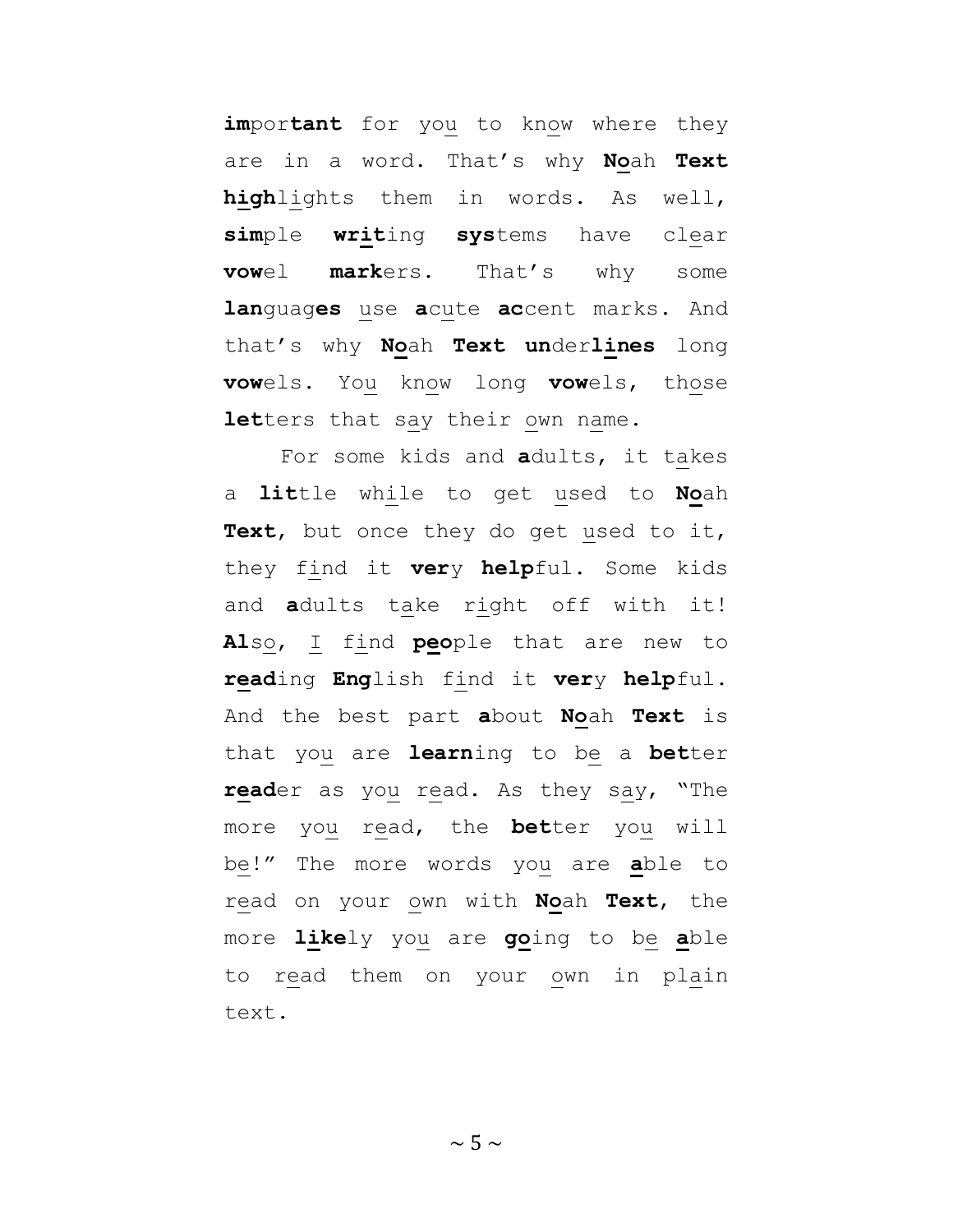**im**por**tant** for you to know where they are in a word. That's why **No**ah **Text** **high**lights them in words. As well, **sim**ple **writ**ing **sys**tems have clear **vow**el **mark**ers. That's why some **lan**guag**es** use **a**cute **ac**cent marks. And that's why **No**ah **Text** **un**der**lines** long **vow**els. You know long **vow**els, those **let**ters that say their own name.

For some kids and **a**dults, it takes a **lit**tle while to get used to **No**ah **Text**, but once they do get used to it, they find it **ver**y **help**ful. Some kids and **a**dults take right off with it! **Al**so, I find **peo**ple that are new to **read**ing **Eng**lish find it **ver**y **help**ful. And the best part **a**bout **No**ah **Text** is that you are **learn**ing to be a **bet**ter **read**er as you read. As they say, "The more you read, the **bet**ter you will be!" The more words you are **a**ble to read on your own with **No**ah **Text**, the more **like**ly you are **go**ing to be **a**ble to read them on your own in plain text.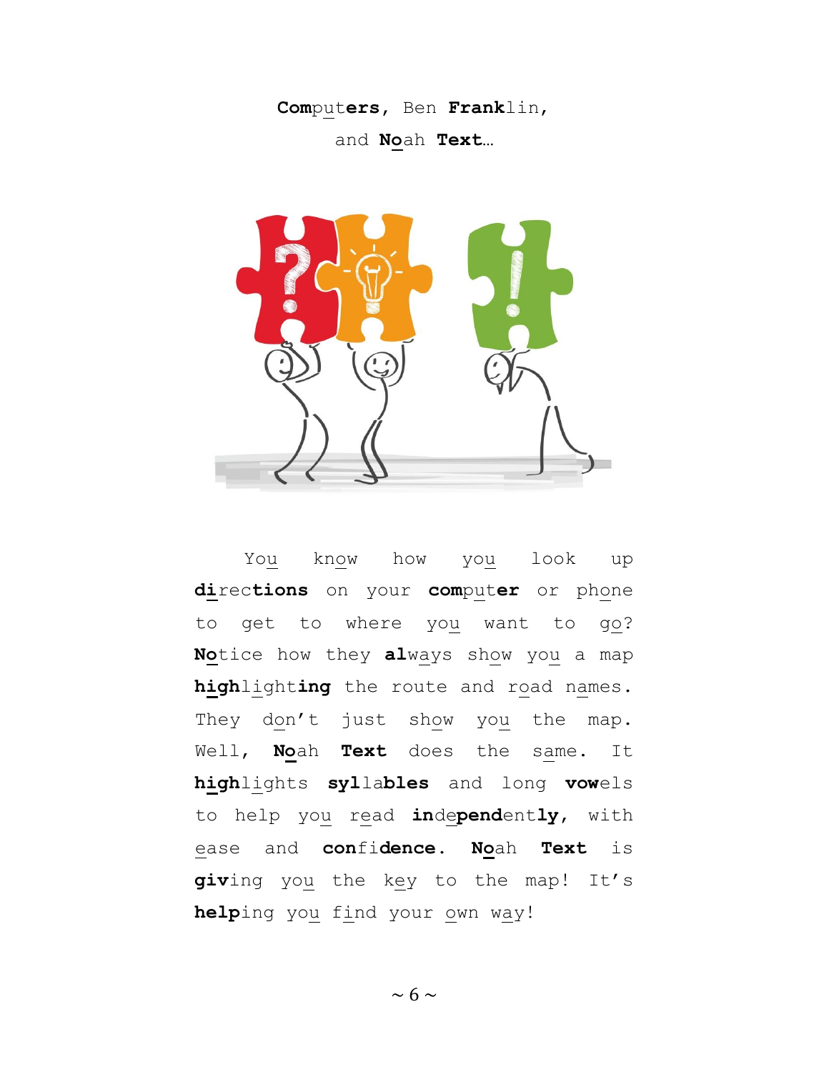**Com**put**ers**, Ben **Frank**lin,

and **No**ah **Text**…

You know how you look up **di**rec**tions** on your **com**put**er** or phone to get to where you want to go? **No**tice how they **al**ways show you a map **high**light**ing** the route and road names. They don't just show you the map. Well, **No**ah **Text** does the same. It **high**lights **syl**la**bles** and long **vow**els to help you read **in**de**pend**ent**ly**, with ease and **con**fi**dence**. **No**ah **Text** is **giv**ing you the key to the map! It's **help**ing you find your own way!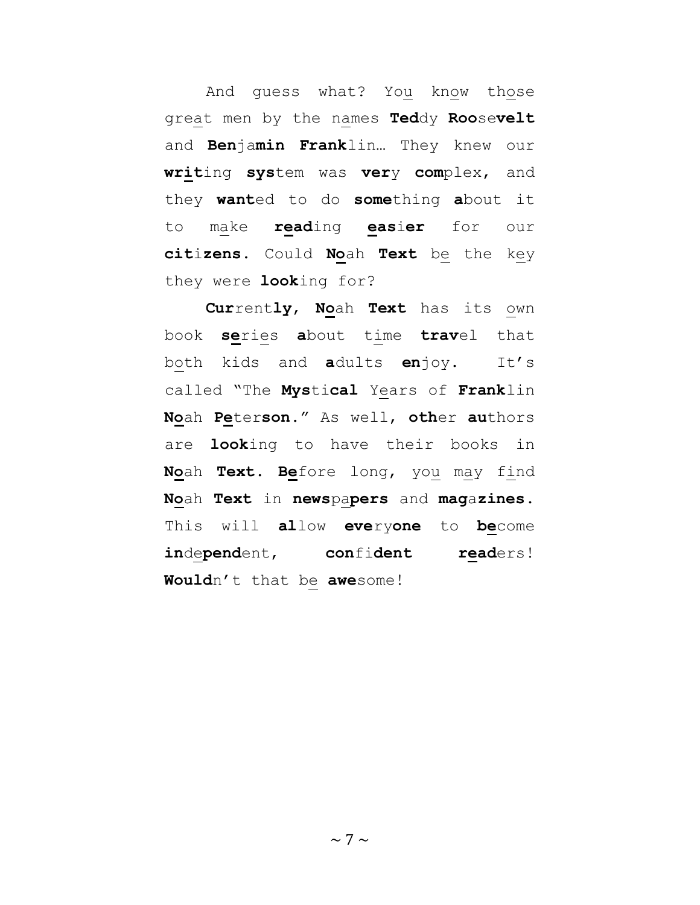And guess what? You know those great men by the names **Ted**dy **Roo**se**velt** and **Ben**ja**min** **Frank**lin… They knew our **writ**ing **sys**tem was **ver**y **com**plex, and they **want**ed to do **some**thing **a**bout it to make **read**ing **eas**i**er** for our **cit**i**zens**. Could **No**ah **Text** be the key they were **look**ing for?

**Cur**rent**ly**, **No**ah **Text** has its own book **se**ries **a**bout time **trav**el that both kids and **a**dults **en**joy. It's called "The **Mys**ti**cal** Years of **Frank**lin **No**ah **Pe**ter**son**." As well, **oth**er **au**thors are **look**ing to have their books in **No**ah **Text**. **Be**fore long, you may find **No**ah **Text** in **news**pa**pers** and **mag**a**zines**. This will **al**low **eve**ry**one** to **be**come **in**de**pend**ent, **con**fi**dent** **read**ers! **Would**n't that be **awe**some!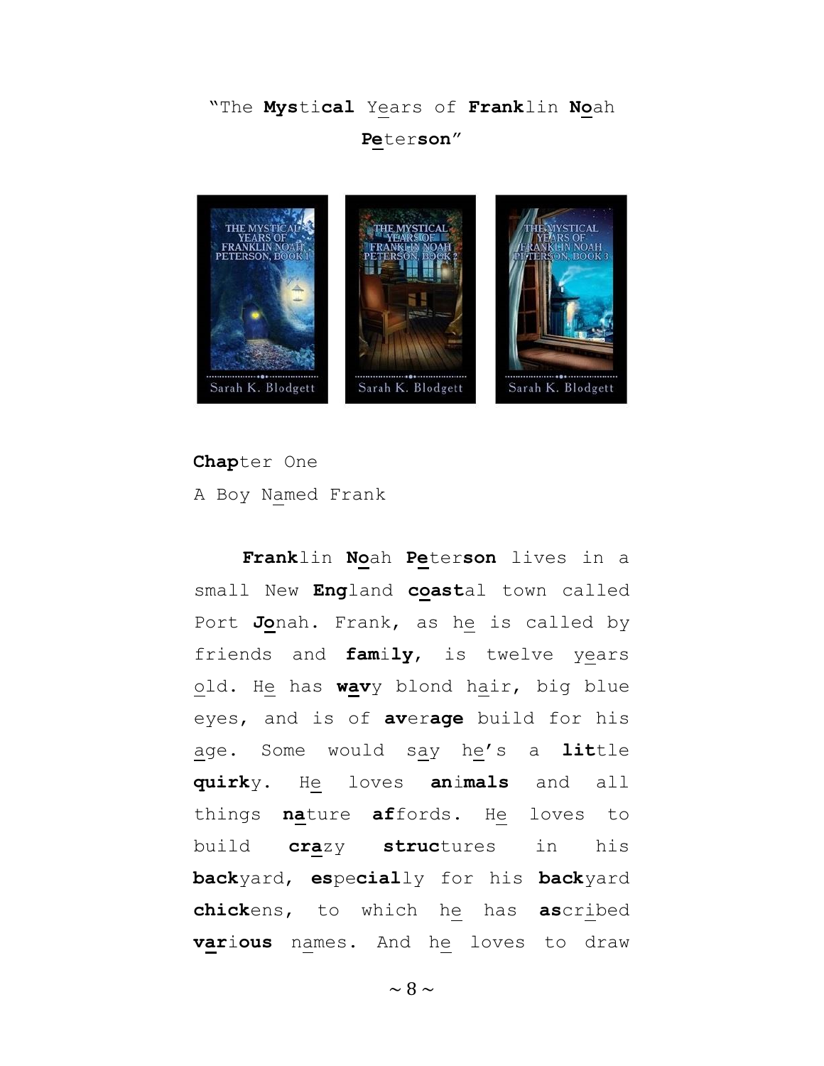"The **Mys**ti**cal** Years of **Frank**lin **No**ah **Pe**ter**son**"

**Chap**ter One

A Boy Named Frank

**Frank**lin **No**ah **Pe**ter**son** lives in a small New **Eng**land **coast**al town called Port **Jo**nah. Frank, as he is called by friends and **fam**i**ly**, is twelve years old. He has **wav**y blond hair, big blue eyes, and is of **av**er**age** build for his age. Some would say he's a **lit**tle **quirk**y. He loves **an**i**mals** and all things **na**ture **af**fords. He loves to build **cra**zy **struc**tures in his **back**yard, **es**pe**cial**ly for his **back**yard **chick**ens, to which he has **as**cribed **var**ious names. And he loves to draw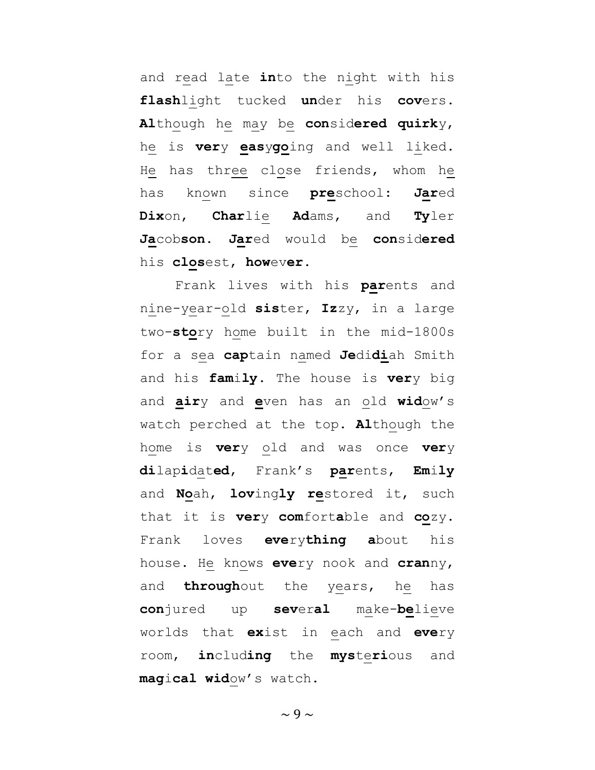and read late **in**to the night with his **flash**light tucked **un**der his **cov**ers. **Al**though he may be **con**sid**ered quirk**y, he is **ver**y **eas**y**go**ing and well liked. He has three close friends, whom he has known since **pre**school: **Jar**ed **Dix**on, **Char**lie **Ad**ams, and **Ty**ler **Ja**cob**son**. **Jar**ed would be **con**sid**ered** his **clos**est, **how**ev**er**.

Frank lives with his **par**ents and nine-year-old **sis**ter, **Iz**zy, in a large two-**sto**ry home built in the mid-1800s for a sea **cap**tain named **Je**di**di**ah Smith and his **fam**i**ly**. The house is **ver**y big and **air**y and **e**ven has an old **wid**ow's watch perched at the top. **Al**though the home is **ver**y old and was once **ver**y **di**lap**i**dat**ed**, Frank's **par**ents, **Em**i**ly** and **No**ah, **lov**ing**ly re**stored it, such that it is **ver**y **com**fort**a**ble and **co**zy. Frank loves **eve**ry**thing a**bout his house. He knows **eve**ry nook and **cran**ny, and **through**out the years, he has **con**jured up **sev**er**al** make-**be**lieve worlds that **ex**ist in each and **eve**ry room, **in**clud**ing** the **mys**te**ri**ous and **mag**i**cal wid**ow's watch.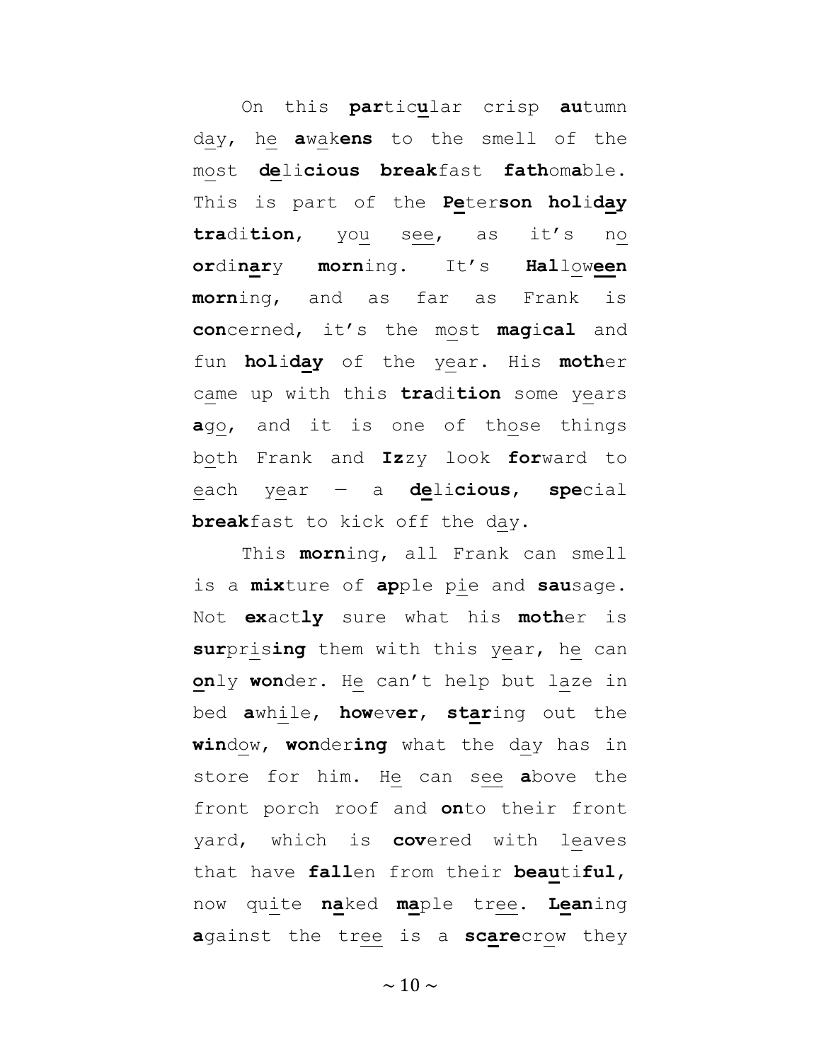On this **par**tic**u**lar crisp **au**tumn day, he **a**wak**ens** to the smell of the most **de**li**cious** **break**fast **fath**om**a**ble. This is part of the **Pe**ter**son** **hol**i**day** **tra**di**tion**, you see, as it's no **or**di**nar**y **morn**ing. It's **Hal**low**een** **morn**ing, and as far as Frank is **con**cerned, it's the most **mag**i**cal** and fun **hol**i**day** of the year. His **moth**er came up with this **tra**di**tion** some years **a**go, and it is one of those things both Frank and **Iz**zy look **for**ward to each year — a **de**li**cious**, **spe**cial **break**fast to kick off the day.

This **morn**ing, all Frank can smell is a **mix**ture of **ap**ple pie and **sau**sage. Not **ex**act**ly** sure what his **moth**er is **sur**pris**ing** them with this year, he can **on**ly **won**der. He can't help but laze in bed **a**while, **how**ev**er**, **star**ing out the **win**dow, **won**der**ing** what the day has in store for him. He can see **a**bove the front porch roof and **on**to their front yard, which is **cov**ered with leaves that have **fall**en from their **beau**ti**ful**, now quite **na**ked **ma**ple tree. **Lean**ing **a**gainst the tree is a **scare**crow they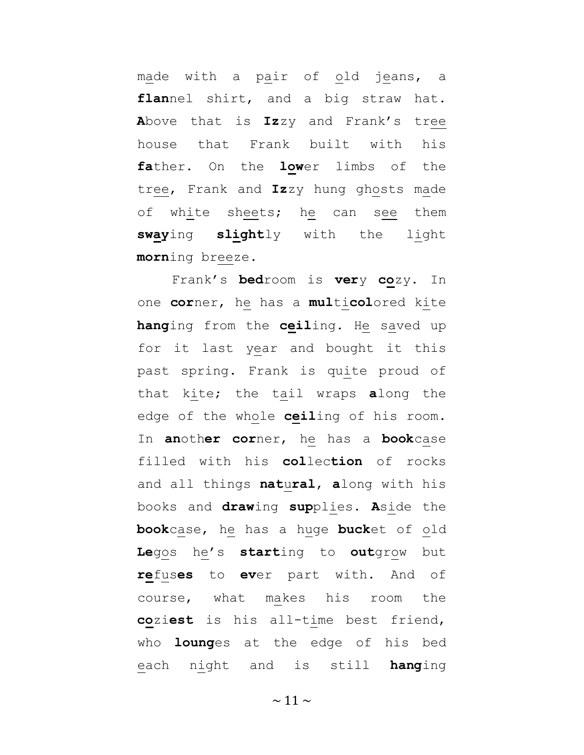made with a pair of old jeans, a **flan**nel shirt, and a big straw hat. **A**bove that is **Iz**zy and Frank's tree house that Frank built with his **fa**ther. On the **low**er limbs of the tree, Frank and **Iz**zy hung ghosts made of white sheets; he can see them **sway**ing **slight**ly with the light **morn**ing breeze.

Frank's **bed**room is **ver**y **co**zy. In one **cor**ner, he has a **mul**ti**col**ored kite **hang**ing from the **ceil**ing. He saved up for it last year and bought it this past spring. Frank is quite proud of that kite; the tail wraps **a**long the edge of the whole **ceil**ing of his room. In **an**oth**er** **cor**ner, he has a **book**case filled with his **col**lec**tion** of rocks and all things **nat**u**ral**, **a**long with his books and **draw**ing **sup**plies. **A**side the **book**case, he has a huge **buck**et of old **Le**gos he's **start**ing to **out**grow but **re**fus**es** to **ev**er part with. And of course, what makes his room the **co**zi**est** is his all-time best friend, who **loung**es at the edge of his bed each night and is still **hang**ing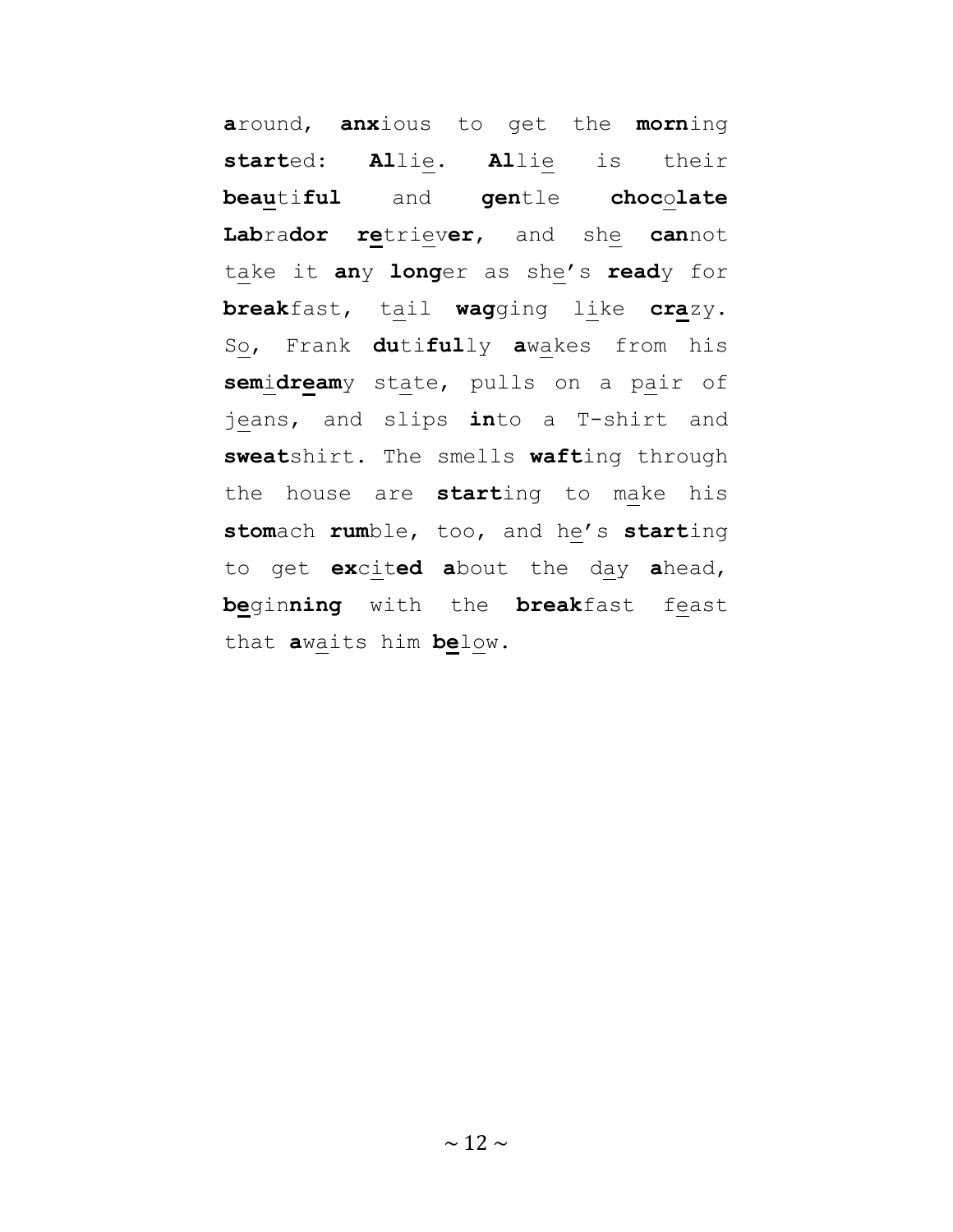**a**round, **anx**ious to get the **morn**ing **start**ed: **Al**lie. **Al**lie is their **beau**ti**ful** and **gen**tle **choc**o**late** **Lab**ra**dor** **re**triev**er**, and she **can**not take it **an**y **long**er as she’s **read**y for **break**fast, tail **wag**ging like **cra**zy. So, Frank **du**ti**ful**ly **a**wakes from his **sem**i**dream**y state, pulls on a pair of jeans, and slips **in**to a T-shirt and **sweat**shirt. The smells **waft**ing through the house are **start**ing to make his **stom**ach **rum**ble, too, and he’s **start**ing to get **ex**cit**ed** **a**bout the day **a**head, **be**gin**ning** with the **break**fast feast that **a**waits him **be**low.